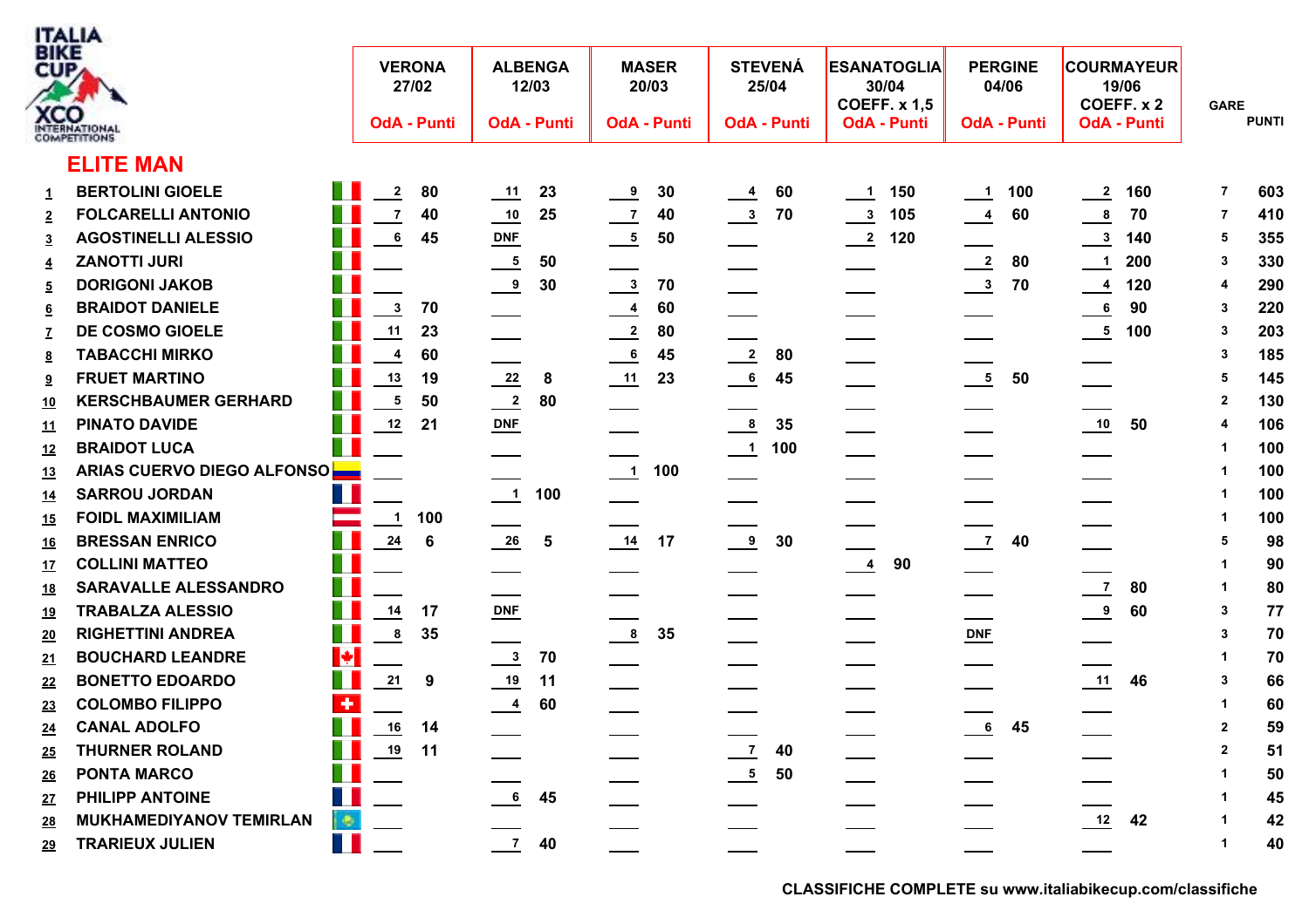ITALIA BIKE CUP XCO INTERNATIONAL COMPETITIONS

## ELITE MAN

| | | VERONA 27/02 OdA | Punti | ALBENGA 12/03 OdA | Punti | MASER 20/03 OdA | Punti | STEVENÁ 25/04 OdA | Punti | ESANATOGLIA 30/04 COEFF. x 1,5 OdA | Punti | PERGINE 04/06 OdA | Punti | COURMAYEUR 19/06 COEFF. x 2 OdA | Punti | GARE | PUNTI |
|---|---|---|---|---|---|---|---|---|---|---|---|---|---|---|---|---|---|
| 1 | BERTOLINI GIOELE | 2 | 80 | 11 | 23 | 9 | 30 | 4 | 60 | 1 | 150 | 1 | 100 | 2 | 160 | 7 | 603 |
| 2 | FOLCARELLI ANTONIO | 7 | 40 | 10 | 25 | 7 | 40 | 3 | 70 | 3 | 105 | 4 | 60 | 8 | 70 | 7 | 410 |
| 3 | AGOSTINELLI ALESSIO | 6 | 45 | DNF | | 5 | 50 | | | 2 | 120 | | | 3 | 140 | 5 | 355 |
| 4 | ZANOTTI JURI | | | 5 | 50 | | | | | | | 2 | 80 | 1 | 200 | 3 | 330 |
| 5 | DORIGONI JAKOB | | | 9 | 30 | 3 | 70 | | | | | 3 | 70 | 4 | 120 | 4 | 290 |
| 6 | BRAIDOT DANIELE | 3 | 70 | | | 4 | 60 | | | | | | | 6 | 90 | 3 | 220 |
| 7 | DE COSMO GIOELE | 11 | 23 | | | 2 | 80 | | | | | | | 5 | 100 | 3 | 203 |
| 8 | TABACCHI MIRKO | 4 | 60 | | | 6 | 45 | 2 | 80 | | | | | | | 3 | 185 |
| 9 | FRUET MARTINO | 13 | 19 | 22 | 8 | 11 | 23 | 6 | 45 | | | 5 | 50 | | | 5 | 145 |
| 10 | KERSCHBAUMER GERHARD | 5 | 50 | 2 | 80 | | | | | | | | | | | 2 | 130 |
| 11 | PINATO DAVIDE | 12 | 21 | DNF | | | | 8 | 35 | | | | | 10 | 50 | 4 | 106 |
| 12 | BRAIDOT LUCA | | | | | | | 1 | 100 | | | | | | | 1 | 100 |
| 13 | ARIAS CUERVO DIEGO ALFONSO | | | | | 1 | 100 | | | | | | | | | 1 | 100 |
| 14 | SARROU JORDAN | | | 1 | 100 | | | | | | | | | | | 1 | 100 |
| 15 | FOIDL MAXIMILIAM | 1 | 100 | | | | | | | | | | | | | 1 | 100 |
| 16 | BRESSAN ENRICO | 24 | 6 | 26 | 5 | 14 | 17 | 9 | 30 | | | 7 | 40 | | | 5 | 98 |
| 17 | COLLINI MATTEO | | | | | | | | | 4 | 90 | | | | | 1 | 90 |
| 18 | SARAVALLE ALESSANDRO | | | | | | | | | | | | | 7 | 80 | 1 | 80 |
| 19 | TRABALZA ALESSIO | 14 | 17 | DNF | | | | | | | | | | 9 | 60 | 3 | 77 |
| 20 | RIGHETTINI ANDREA | 8 | 35 | | | 8 | 35 | | | | | DNF | | | | 3 | 70 |
| 21 | BOUCHARD LEANDRE | | | 3 | 70 | | | | | | | | | | | 1 | 70 |
| 22 | BONETTO EDOARDO | 21 | 9 | 19 | 11 | | | | | | | | | 11 | 46 | 3 | 66 |
| 23 | COLOMBO FILIPPO | | | 4 | 60 | | | | | | | | | | | 1 | 60 |
| 24 | CANAL ADOLFO | 16 | 14 | | | | | | | | | 6 | 45 | | | 2 | 59 |
| 25 | THURNER ROLAND | 19 | 11 | | | | | 7 | 40 | | | | | | | 2 | 51 |
| 26 | PONTA MARCO | | | | | | | 5 | 50 | | | | | | | 1 | 50 |
| 27 | PHILIPP ANTOINE | | | 6 | 45 | | | | | | | | | | | 1 | 45 |
| 28 | MUKHAMEDIYANOV TEMIRLAN | | | | | | | | | | | | | 12 | 42 | 1 | 42 |
| 29 | TRARIEUX JULIEN | | | 7 | 40 | | | | | | | | | | | 1 | 40 |

**CLASSIFICHE COMPLETE su www.italiabikecup.com/classifiche**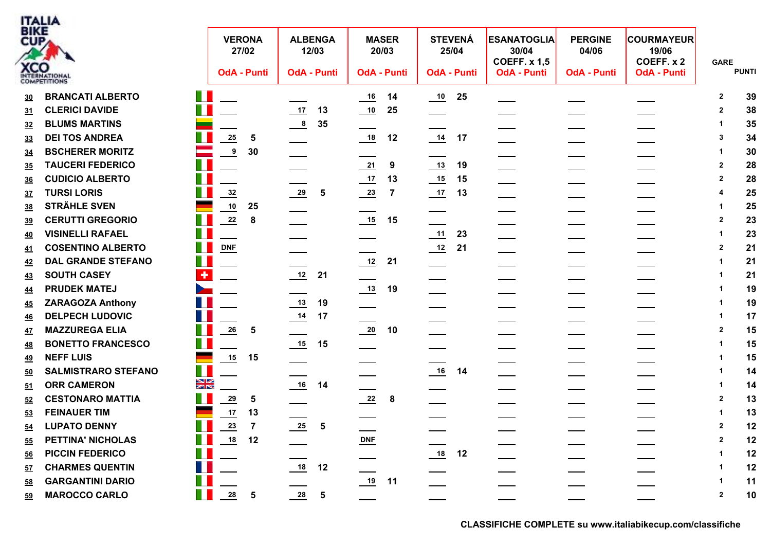ITALIA BIKE CUP XCO INTERNATIONAL COMPETITIONS

| | | | VERONA 27/02 | | ALBENGA 12/03 | | MASER 20/03 | | STEVENÁ 25/04 | | ESANATOGLIA 30/04 COEFF. x 1,5 | | PERGINE 04/06 | | COURMAYEUR 19/06 COEFF. x 2 | | GARE | PUNTI |
|---|---|---|---|---|---|---|---|---|---|---|---|---|---|---|---|---|---|---|
| | | | OdA | Punti | OdA | Punti | OdA | Punti | OdA | Punti | OdA | Punti | OdA | Punti | OdA | Punti | | |
| 30 | BRANCATI ALBERTO | | | | | | 16 | 14 | 10 | 25 | | | | | | | 2 | 39 |
| 31 | CLERICI DAVIDE | | | | 17 | 13 | 10 | 25 | | | | | | | | | 2 | 38 |
| 32 | BLUMS MARTINS | | | | 8 | 35 | | | | | | | | | | | 1 | 35 |
| 33 | DEI TOS ANDREA | | 25 | 5 | | | 18 | 12 | 14 | 17 | | | | | | | 3 | 34 |
| 34 | BSCHERER MORITZ | | 9 | 30 | | | | | | | | | | | | | 1 | 30 |
| 35 | TAUCERI FEDERICO | | | | | | 21 | 9 | 13 | 19 | | | | | | | 2 | 28 |
| 36 | CUDICIO ALBERTO | | | | | | 17 | 13 | 15 | 15 | | | | | | | 2 | 28 |
| 37 | TURSI LORIS | | 32 | | 29 | 5 | 23 | 7 | 17 | 13 | | | | | | | 4 | 25 |
| 38 | STRÄHLE SVEN | | 10 | 25 | | | | | | | | | | | | | 1 | 25 |
| 39 | CERUTTI GREGORIO | | 22 | 8 | | | 15 | 15 | | | | | | | | | 2 | 23 |
| 40 | VISINELLI RAFAEL | | | | | | | | 11 | 23 | | | | | | | 1 | 23 |
| 41 | COSENTINO ALBERTO | | DNF | | | | | | 12 | 21 | | | | | | | 2 | 21 |
| 42 | DAL GRANDE STEFANO | | | | | | 12 | 21 | | | | | | | | | 1 | 21 |
| 43 | SOUTH CASEY | | | | 12 | 21 | | | | | | | | | | | 1 | 21 |
| 44 | PRUDEK MATEJ | | | | | | 13 | 19 | | | | | | | | | 1 | 19 |
| 45 | ZARAGOZA Anthony | | | | 13 | 19 | | | | | | | | | | | 1 | 19 |
| 46 | DELPECH LUDOVIC | | | | 14 | 17 | | | | | | | | | | | 1 | 17 |
| 47 | MAZZUREGA ELIA | | 26 | 5 | | | 20 | 10 | | | | | | | | | 2 | 15 |
| 48 | BONETTO FRANCESCO | | | | 15 | 15 | | | | | | | | | | | 1 | 15 |
| 49 | NEFF LUIS | | 15 | 15 | | | | | | | | | | | | | 1 | 15 |
| 50 | SALMISTRARO STEFANO | | | | | | | | 16 | 14 | | | | | | | 1 | 14 |
| 51 | ORR CAMERON | | | | 16 | 14 | | | | | | | | | | | 1 | 14 |
| 52 | CESTONARO MATTIA | | 29 | 5 | | | 22 | 8 | | | | | | | | | 2 | 13 |
| 53 | FEINAUER TIM | | 17 | 13 | | | | | | | | | | | | | 1 | 13 |
| 54 | LUPATO DENNY | | 23 | 7 | 25 | 5 | | | | | | | | | | | 2 | 12 |
| 55 | PETTINA' NICHOLAS | | 18 | 12 | | | DNF | | | | | | | | | | 2 | 12 |
| 56 | PICCIN FEDERICO | | | | | | | | 18 | 12 | | | | | | | 1 | 12 |
| 57 | CHARMES QUENTIN | | | | 18 | 12 | | | | | | | | | | | 1 | 12 |
| 58 | GARGANTINI DARIO | | | | | | 19 | 11 | | | | | | | | | 1 | 11 |
| 59 | MAROCCO CARLO | | 28 | 5 | 28 | 5 | | | | | | | | | | | 2 | 10 |

**CLASSIFICHE COMPLETE su www.italiabikecup.com/classifiche**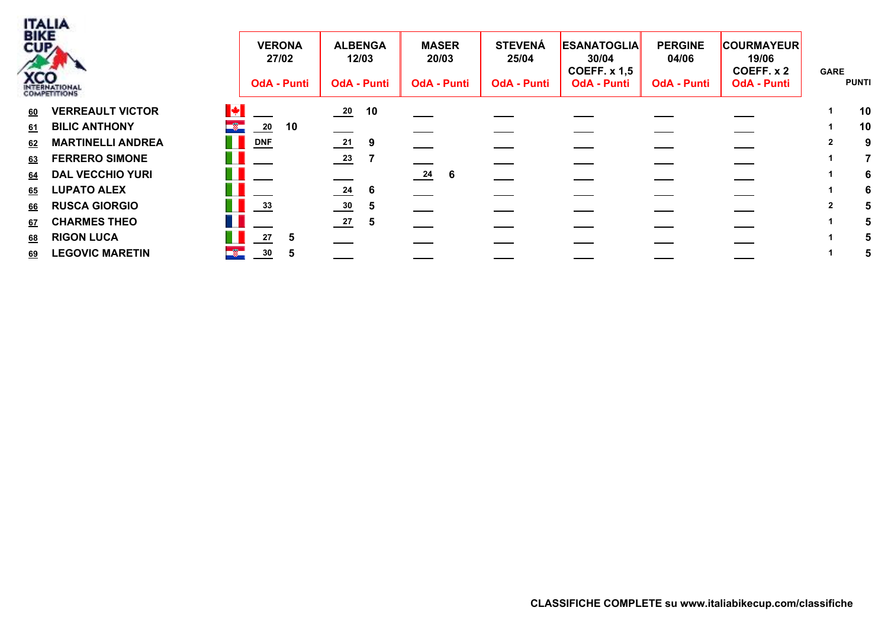| Pos. | Nome | Naz. | VERONA 27/02 OdA | Punti | ALBENGA 12/03 OdA | Punti | MASER 20/03 OdA | Punti | STEVENÁ 25/04 OdA | Punti | ESANATOGLIA 30/04 COEFF. x 1,5 OdA | Punti | PERGINE 04/06 OdA | Punti | COURMAYEUR 19/06 COEFF. x 2 OdA | Punti | GARE | PUNTI |
|---|---|---|---|---|---|---|---|---|---|---|---|---|---|---|---|---|---|---|
| 60 | VERREAULT VICTOR | CAN | | | 20 | 10 | | | | | | | | | | | 1 | 10 |
| 61 | BILIC ANTHONY | CRO | 20 | 10 | | | | | | | | | | | | | 1 | 10 |
| 62 | MARTINELLI ANDREA | ITA | DNF | | 21 | 9 | | | | | | | | | | | 2 | 9 |
| 63 | FERRERO SIMONE | ITA | | | 23 | 7 | | | | | | | | | | | 1 | 7 |
| 64 | DAL VECCHIO YURI | ITA | | | | | 24 | 6 | | | | | | | | | 1 | 6 |
| 65 | LUPATO ALEX | ITA | | | 24 | 6 | | | | | | | | | | | 1 | 6 |
| 66 | RUSCA GIORGIO | ITA | 33 | | 30 | 5 | | | | | | | | | | | 2 | 5 |
| 67 | CHARMES THEO | FRA | | | 27 | 5 | | | | | | | | | | | 1 | 5 |
| 68 | RIGON LUCA | ITA | 27 | 5 | | | | | | | | | | | | | 1 | 5 |
| 69 | LEGOVIC MARETIN | CRO | 30 | 5 | | | | | | | | | | | | | 1 | 5 |

CLASSIFICHE COMPLETE su www.italiabikecup.com/classifiche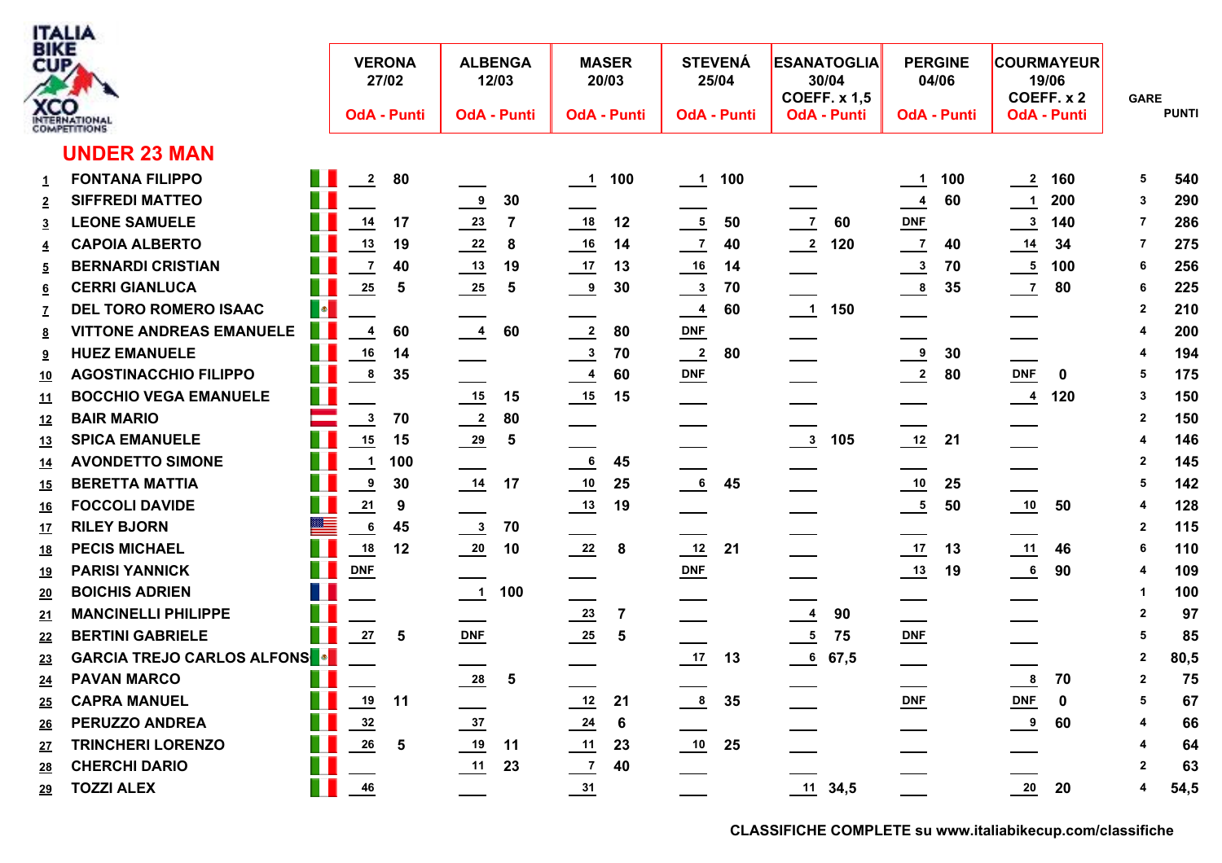ITALIA BIKE CUP XCO INTERNATIONAL COMPETITIONS

## UNDER 23 MAN

| | | | VERONA 27/02 | | ALBENGA 12/03 | | MASER 20/03 | | STEVENÁ 25/04 | | ESANATOGLIA 30/04 COEFF. x 1,5 | | PERGINE 04/06 | | COURMAYEUR 19/06 COEFF. x 2 | | GARE | PUNTI |
|---|---|---|---|---|---|---|---|---|---|---|---|---|---|---|---|---|---|---|
| | | | OdA | Punti | OdA | Punti | OdA | Punti | OdA | Punti | OdA | Punti | OdA | Punti | OdA | Punti | | |
| 1 | FONTANA FILIPPO | ITA | 2 | 80 | | | 1 | 100 | 1 | 100 | | | 1 | 100 | 2 | 160 | 5 | 540 |
| 2 | SIFFREDI MATTEO | ITA | | | 9 | 30 | | | | | | | 4 | 60 | 1 | 200 | 3 | 290 |
| 3 | LEONE SAMUELE | ITA | 14 | 17 | 23 | 7 | 18 | 12 | 5 | 50 | 7 | 60 | DNF | | 3 | 140 | 7 | 286 |
| 4 | CAPOIA ALBERTO | ITA | 13 | 19 | 22 | 8 | 16 | 14 | 7 | 40 | 2 | 120 | 7 | 40 | 14 | 34 | 7 | 275 |
| 5 | BERNARDI CRISTIAN | ITA | 7 | 40 | 13 | 19 | 17 | 13 | 16 | 14 | | | 3 | 70 | 5 | 100 | 6 | 256 |
| 6 | CERRI GIANLUCA | ITA | 25 | 5 | 25 | 5 | 9 | 30 | 3 | 70 | | | 8 | 35 | 7 | 80 | 6 | 225 |
| 7 | DEL TORO ROMERO ISAAC | MEX | | | | | | | 4 | 60 | 1 | 150 | | | | | 2 | 210 |
| 8 | VITTONE ANDREAS EMANUELE | ITA | 4 | 60 | 4 | 60 | 2 | 80 | DNF | | | | | | | | 4 | 200 |
| 9 | HUEZ EMANUELE | ITA | 16 | 14 | | | 3 | 70 | 2 | 80 | | | 9 | 30 | | | 4 | 194 |
| 10 | AGOSTINACCHIO FILIPPO | ITA | 8 | 35 | | | 4 | 60 | DNF | | | | 2 | 80 | DNF | 0 | 5 | 175 |
| 11 | BOCCHIO VEGA EMANUELE | ITA | | | 15 | 15 | 15 | 15 | | | | | | | 4 | 120 | 3 | 150 |
| 12 | BAIR MARIO | AUT | 3 | 70 | 2 | 80 | | | | | | | | | | | 2 | 150 |
| 13 | SPICA EMANUELE | ITA | 15 | 15 | 29 | 5 | | | | | 3 | 105 | 12 | 21 | | | 4 | 146 |
| 14 | AVONDETTO SIMONE | ITA | 1 | 100 | | | 6 | 45 | | | | | | | | | 2 | 145 |
| 15 | BERETTA MATTIA | ITA | 9 | 30 | 14 | 17 | 10 | 25 | 6 | 45 | | | 10 | 25 | | | 5 | 142 |
| 16 | FOCCOLI DAVIDE | ITA | 21 | 9 | | | 13 | 19 | | | | | 5 | 50 | 10 | 50 | 4 | 128 |
| 17 | RILEY BJORN | USA | 6 | 45 | 3 | 70 | | | | | | | | | | | 2 | 115 |
| 18 | PECIS MICHAEL | ITA | 18 | 12 | 20 | 10 | 22 | 8 | 12 | 21 | | | 17 | 13 | 11 | 46 | 6 | 110 |
| 19 | PARISI YANNICK | ITA | DNF | | | | | | DNF | | | | 13 | 19 | 6 | 90 | 4 | 109 |
| 20 | BOICHIS ADRIEN | FRA | | | 1 | 100 | | | | | | | | | | | 1 | 100 |
| 21 | MANCINELLI PHILIPPE | ITA | | | | | 23 | 7 | | | 4 | 90 | | | | | 2 | 97 |
| 22 | BERTINI GABRIELE | ITA | 27 | 5 | DNF | | 25 | 5 | | | 5 | 75 | DNF | | | | 5 | 85 |
| 23 | GARCIA TREJO CARLOS ALFONS | MEX | | | | | | | 17 | 13 | 6 | 67,5 | | | | | 2 | 80,5 |
| 24 | PAVAN MARCO | ITA | | | 28 | 5 | | | | | | | | | 8 | 70 | 2 | 75 |
| 25 | CAPRA MANUEL | ITA | 19 | 11 | | | 12 | 21 | 8 | 35 | | | DNF | | DNF | 0 | 5 | 67 |
| 26 | PERUZZO ANDREA | ITA | 32 | | 37 | | 24 | 6 | | | | | | | 9 | 60 | 4 | 66 |
| 27 | TRINCHERI LORENZO | ITA | 26 | 5 | 19 | 11 | 11 | 23 | 10 | 25 | | | | | | | 4 | 64 |
| 28 | CHERCHI DARIO | ITA | | | 11 | 23 | 7 | 40 | | | | | | | | | 2 | 63 |
| 29 | TOZZI ALEX | ITA | 46 | | | | 31 | | | | 11 | 34,5 | | | 20 | 20 | 4 | 54,5 |

**CLASSIFICHE COMPLETE su www.italiabikecup.com/classifiche**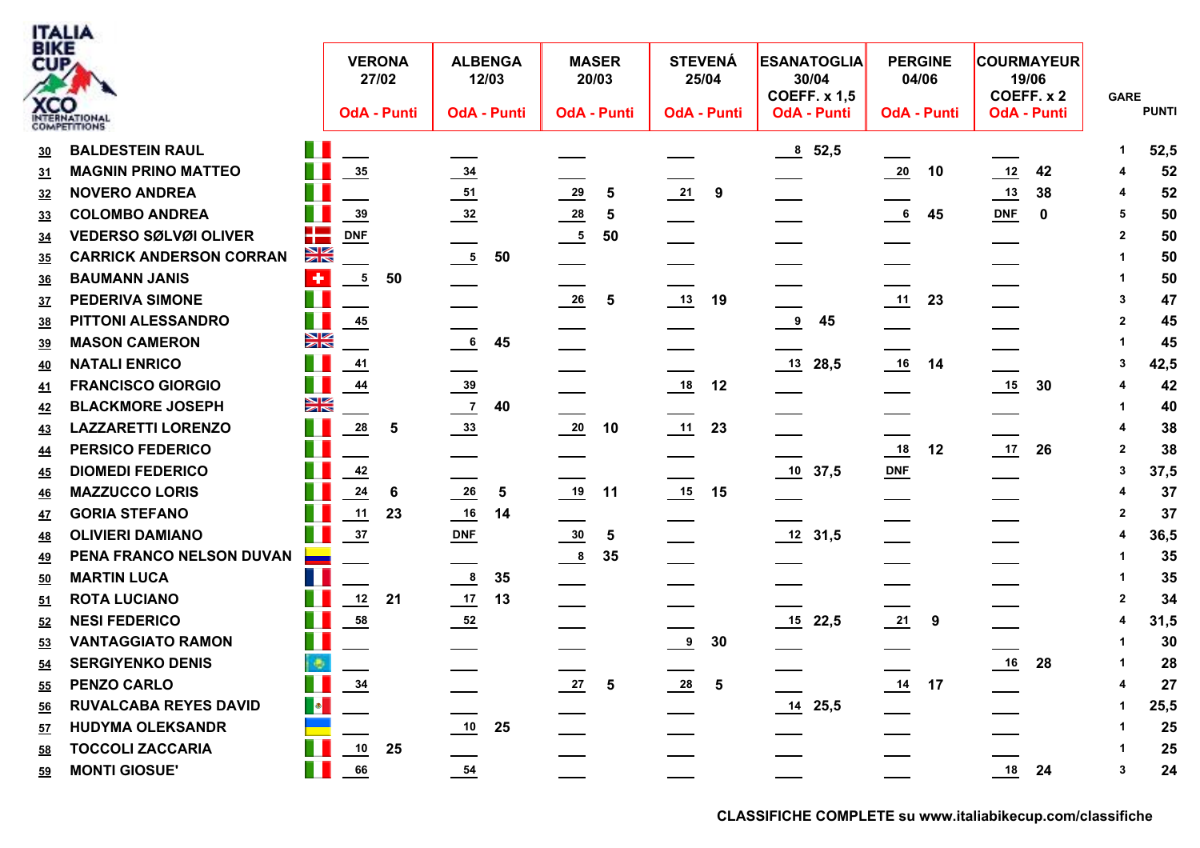ITALIA BIKE CUP XCO INTERNATIONAL COMPETITIONS

| Pos. | Nome | VERONA 27/02 OdA | Punti | ALBENGA 12/03 OdA | Punti | MASER 20/03 OdA | Punti | STEVENÁ 25/04 OdA | Punti | ESANATOGLIA 30/04 COEFF. x 1,5 OdA | Punti | PERGINE 04/06 OdA | Punti | COURMAYEUR 19/06 COEFF. x 2 OdA | Punti | GARE | PUNTI |
|---|---|---|---|---|---|---|---|---|---|---|---|---|---|---|---|---|---|
| 30 | BALDESTEIN RAUL | | | | | | | | | 8 | 52,5 | | | | | 1 | 52,5 |
| 31 | MAGNIN PRINO MATTEO | 35 | | 34 | | | | | | | | 20 | 10 | 12 | 42 | 4 | 52 |
| 32 | NOVERO ANDREA | | | 51 | | 29 | 5 | 21 | 9 | | | | | 13 | 38 | 4 | 52 |
| 33 | COLOMBO ANDREA | 39 | | 32 | | 28 | 5 | | | | | 6 | 45 | DNF | 0 | 5 | 50 |
| 34 | VEDERSO SØLVØI OLIVER | DNF | | | | 5 | 50 | | | | | | | | | 2 | 50 |
| 35 | CARRICK ANDERSON CORRAN | | | 5 | 50 | | | | | | | | | | | 1 | 50 |
| 36 | BAUMANN JANIS | 5 | 50 | | | | | | | | | | | | | 1 | 50 |
| 37 | PEDERIVA SIMONE | | | | | 26 | 5 | 13 | 19 | | | 11 | 23 | | | 3 | 47 |
| 38 | PITTONI ALESSANDRO | 45 | | | | | | | | 9 | 45 | | | | | 2 | 45 |
| 39 | MASON CAMERON | | | 6 | 45 | | | | | | | | | | | 1 | 45 |
| 40 | NATALI ENRICO | 41 | | | | | | | | 13 | 28,5 | 16 | 14 | | | 3 | 42,5 |
| 41 | FRANCISCO GIORGIO | 44 | | 39 | | | | 18 | 12 | | | | | 15 | 30 | 4 | 42 |
| 42 | BLACKMORE JOSEPH | | | 7 | 40 | | | | | | | | | | | 1 | 40 |
| 43 | LAZZARETTI LORENZO | 28 | 5 | 33 | | 20 | 10 | 11 | 23 | | | | | | | 4 | 38 |
| 44 | PERSICO FEDERICO | | | | | | | | | | | 18 | 12 | 17 | 26 | 2 | 38 |
| 45 | DIOMEDI FEDERICO | 42 | | | | | | | | 10 | 37,5 | DNF | | | | 3 | 37,5 |
| 46 | MAZZUCCO LORIS | 24 | 6 | 26 | 5 | 19 | 11 | 15 | 15 | | | | | | | 4 | 37 |
| 47 | GORIA STEFANO | 11 | 23 | 16 | 14 | | | | | | | | | | | 2 | 37 |
| 48 | OLIVIERI DAMIANO | 37 | | DNF | | 30 | 5 | | | 12 | 31,5 | | | | | 4 | 36,5 |
| 49 | PENA FRANCO NELSON DUVAN | | | | | 8 | 35 | | | | | | | | | 1 | 35 |
| 50 | MARTIN LUCA | | | 8 | 35 | | | | | | | | | | | 1 | 35 |
| 51 | ROTA LUCIANO | 12 | 21 | 17 | 13 | | | | | | | | | | | 2 | 34 |
| 52 | NESI FEDERICO | 58 | | 52 | | | | | | 15 | 22,5 | 21 | 9 | | | 4 | 31,5 |
| 53 | VANTAGGIATO RAMON | | | | | | | 9 | 30 | | | | | | | 1 | 30 |
| 54 | SERGIYENKO DENIS | | | | | | | | | | | | | 16 | 28 | 1 | 28 |
| 55 | PENZO CARLO | 34 | | | | 27 | 5 | 28 | 5 | | | 14 | 17 | | | 4 | 27 |
| 56 | RUVALCABA REYES DAVID | | | | | | | | | 14 | 25,5 | | | | | 1 | 25,5 |
| 57 | HUDYMA OLEKSANDR | | | 10 | 25 | | | | | | | | | | | 1 | 25 |
| 58 | TOCCOLI ZACCARIA | 10 | 25 | | | | | | | | | | | | | 1 | 25 |
| 59 | MONTI GIOSUE' | 66 | | 54 | | | | | | | | | | 18 | 24 | 3 | 24 |

**CLASSIFICHE COMPLETE su www.italiabikecup.com/classifiche**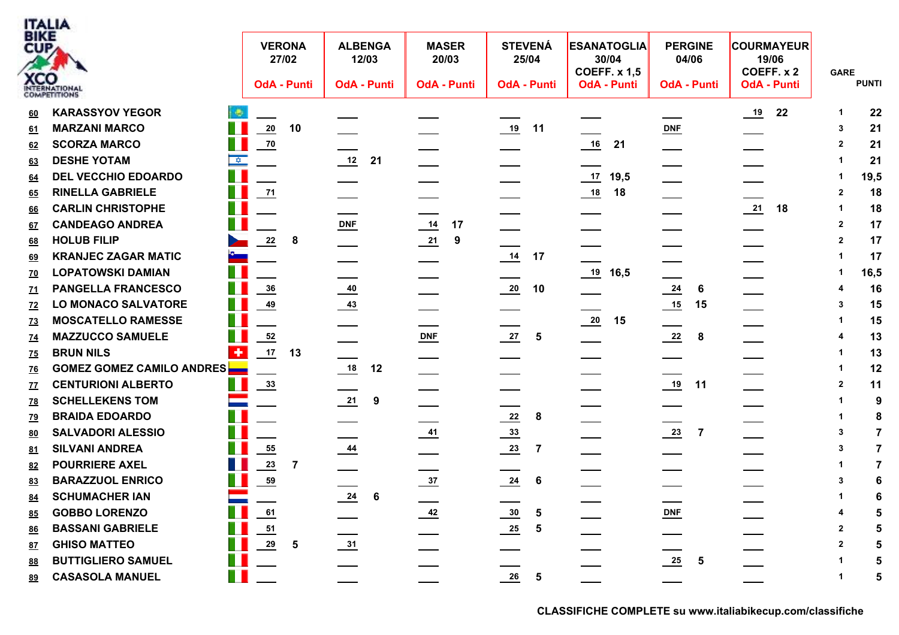ITALIA BIKE CUP XCO INTERNATIONAL COMPETITIONS

| | | | VERONA 27/02 | | ALBENGA 12/03 | | MASER 20/03 | | STEVENÁ 25/04 | | ESANATOGLIA 30/04 COEFF. x 1,5 | | PERGINE 04/06 | | COURMAYEUR 19/06 COEFF. x 2 | | GARE | PUNTI |
|---|---|---|---|---|---|---|---|---|---|---|---|---|---|---|---|---|---|---|
| | | | OdA | Punti | OdA | Punti | OdA | Punti | OdA | Punti | OdA | Punti | OdA | Punti | OdA | Punti | | |
| 60 | KARASSYOV YEGOR | | | | | | | | | | | | | | 19 | 22 | 1 | 22 |
| 61 | MARZANI MARCO | | 20 | 10 | | | | | 19 | 11 | | | DNF | | | | 3 | 21 |
| 62 | SCORZA MARCO | | 70 | | | | | | | | 16 | 21 | | | | | 2 | 21 |
| 63 | DESHE YOTAM | | | | 12 | 21 | | | | | | | | | | | 1 | 21 |
| 64 | DEL VECCHIO EDOARDO | | | | | | | | | | 17 | 19,5 | | | | | 1 | 19,5 |
| 65 | RINELLA GABRIELE | | 71 | | | | | | | | 18 | 18 | | | | | 2 | 18 |
| 66 | CARLIN CHRISTOPHE | | | | | | | | | | | | | | 21 | 18 | 1 | 18 |
| 67 | CANDEAGO ANDREA | | | | DNF | | 14 | 17 | | | | | | | | | 2 | 17 |
| 68 | HOLUB FILIP | | 22 | 8 | | | 21 | 9 | | | | | | | | | 2 | 17 |
| 69 | KRANJEC ZAGAR MATIC | | | | | | | | 14 | 17 | | | | | | | 1 | 17 |
| 70 | LOPATOWSKI DAMIAN | | | | | | | | | | 19 | 16,5 | | | | | 1 | 16,5 |
| 71 | PANGELLA FRANCESCO | | 36 | | 40 | | | | 20 | 10 | | | 24 | 6 | | | 4 | 16 |
| 72 | LO MONACO SALVATORE | | 49 | | 43 | | | | | | | | 15 | 15 | | | 3 | 15 |
| 73 | MOSCATELLO RAMESSE | | | | | | | | | | 20 | 15 | | | | | 1 | 15 |
| 74 | MAZZUCCO SAMUELE | | 52 | | | | DNF | | 27 | 5 | | | 22 | 8 | | | 4 | 13 |
| 75 | BRUN NILS | | 17 | 13 | | | | | | | | | | | | | 1 | 13 |
| 76 | GOMEZ GOMEZ CAMILO ANDRES | | | | 18 | 12 | | | | | | | | | | | 1 | 12 |
| 77 | CENTURIONI ALBERTO | | 33 | | | | | | | | | | 19 | 11 | | | 2 | 11 |
| 78 | SCHELLEKENS TOM | | | | 21 | 9 | | | | | | | | | | | 1 | 9 |
| 79 | BRAIDA EDOARDO | | | | | | | | 22 | 8 | | | | | | | 1 | 8 |
| 80 | SALVADORI ALESSIO | | | | | | 41 | | 33 | | | | 23 | 7 | | | 3 | 7 |
| 81 | SILVANI ANDREA | | 55 | | 44 | | | | 23 | 7 | | | | | | | 3 | 7 |
| 82 | POURRIERE AXEL | | 23 | 7 | | | | | | | | | | | | | 1 | 7 |
| 83 | BARAZZUOL ENRICO | | 59 | | | | 37 | | 24 | 6 | | | | | | | 3 | 6 |
| 84 | SCHUMACHER IAN | | | | 24 | 6 | | | | | | | | | | | 1 | 6 |
| 85 | GOBBO LORENZO | | 61 | | | | 42 | | 30 | 5 | | | DNF | | | | 4 | 5 |
| 86 | BASSANI GABRIELE | | 51 | | | | | | 25 | 5 | | | | | | | 2 | 5 |
| 87 | GHISO MATTEO | | 29 | 5 | 31 | | | | | | | | | | | | 2 | 5 |
| 88 | BUTTIGLIERO SAMUEL | | | | | | | | | | | | 25 | 5 | | | 1 | 5 |
| 89 | CASASOLA MANUEL | | | | | | | | 26 | 5 | | | | | | | 1 | 5 |

**CLASSIFICHE COMPLETE su www.italiabikecup.com/classifiche**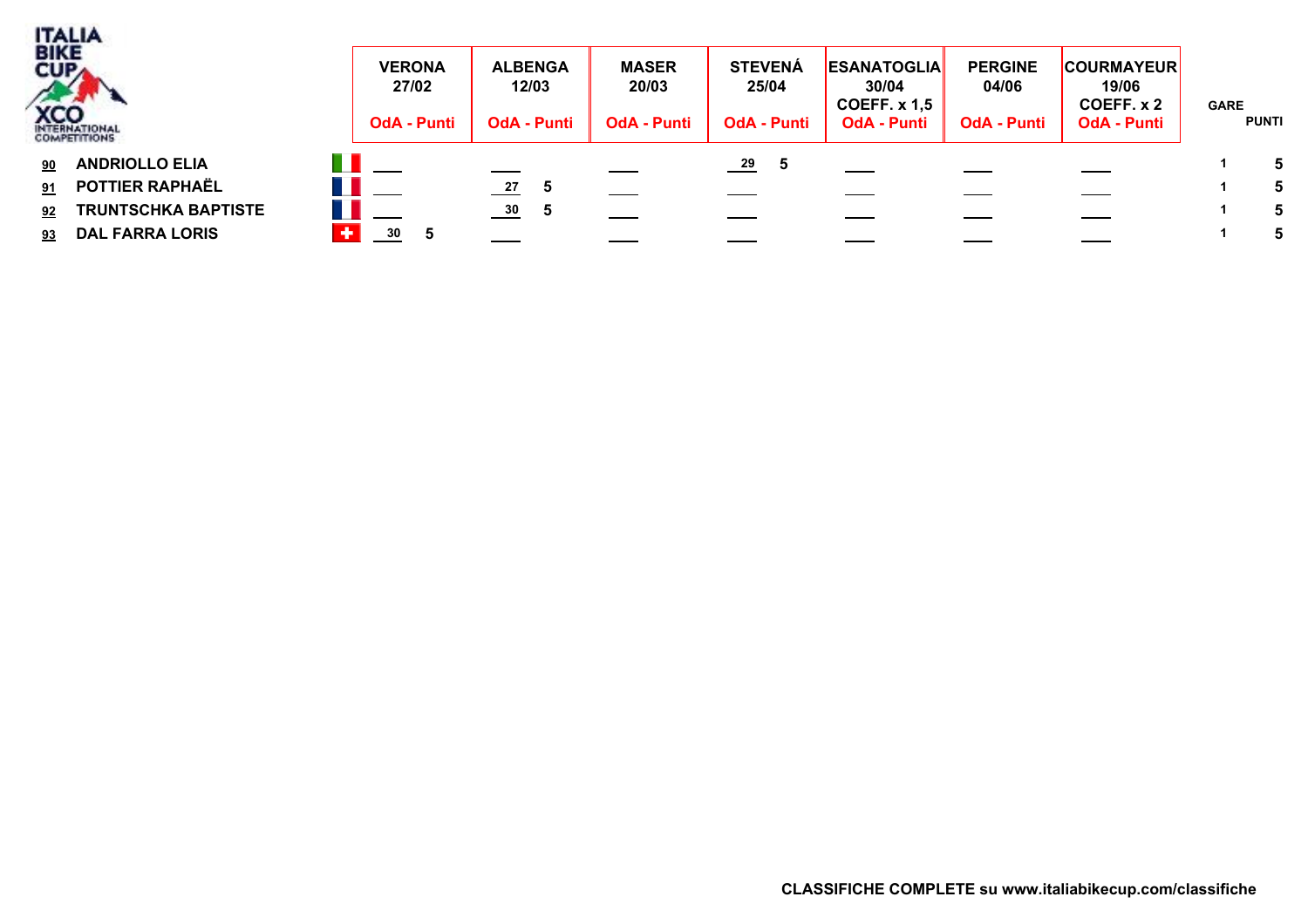| | | | VERONA 27/02 OdA - Punti | ALBENGA 12/03 OdA - Punti | MASER 20/03 OdA - Punti | STEVENÁ 25/04 OdA - Punti | ESANATOGLIA 30/04 COEFF. x 1,5 OdA - Punti | PERGINE 04/06 OdA - Punti | COURMAYEUR 19/06 COEFF. x 2 OdA - Punti | GARE | PUNTI |
|---|---|---|---|---|---|---|---|---|---|---|---|
| 90 | ANDRIOLLO ELIA | ITA | ___ | ___ | ___ | 29 5 | ___ | ___ | ___ | 1 | 5 |
| 91 | POTTIER RAPHAËL | FRA | ___ | 27 5 | ___ | ___ | ___ | ___ | ___ | 1 | 5 |
| 92 | TRUNTSCHKA BAPTISTE | FRA | ___ | 30 5 | ___ | ___ | ___ | ___ | ___ | 1 | 5 |
| 93 | DAL FARRA LORIS | SUI | 30 5 | ___ | ___ | ___ | ___ | ___ | ___ | 1 | 5 |

**CLASSIFICHE COMPLETE su www.italiabikecup.com/classifiche**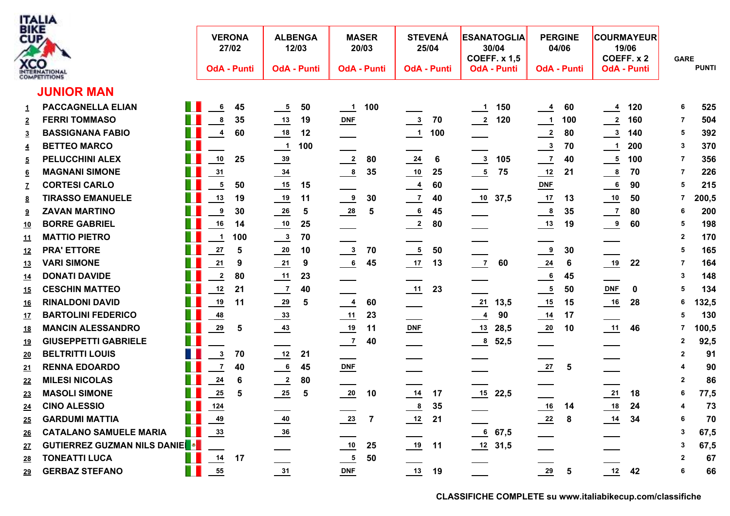ITALIA BIKE CUP XCO INTERNATIONAL COMPETITIONS

## JUNIOR MAN

| | | VERONA 27/02 | | ALBENGA 12/03 | | MASER 20/03 | | STEVENÁ 25/04 | | ESANATOGLIA 30/04 COEFF. x 1,5 | | PERGINE 04/06 | | COURMAYEUR 19/06 COEFF. x 2 | | GARE | PUNTI |
|---|---|---|---|---|---|---|---|---|---|---|---|---|---|---|---|---|---|
| | | OdA | Punti | OdA | Punti | OdA | Punti | OdA | Punti | OdA | Punti | OdA | Punti | OdA | Punti | | |
| 1 | PACCAGNELLA ELIAN | 6 | 45 | 5 | 50 | 1 | 100 | | | 1 | 150 | 4 | 60 | 4 | 120 | 6 | 525 |
| 2 | FERRI TOMMASO | 8 | 35 | 13 | 19 | DNF | | 3 | 70 | 2 | 120 | 1 | 100 | 2 | 160 | 7 | 504 |
| 3 | BASSIGNANA FABIO | 4 | 60 | 18 | 12 | | | 1 | 100 | | | 2 | 80 | 3 | 140 | 5 | 392 |
| 4 | BETTEO MARCO | | | 1 | 100 | | | | | | | 3 | 70 | 1 | 200 | 3 | 370 |
| 5 | PELUCCHINI ALEX | 10 | 25 | 39 | | 2 | 80 | 24 | 6 | 3 | 105 | 7 | 40 | 5 | 100 | 7 | 356 |
| 6 | MAGNANI SIMONE | 31 | | 34 | | 8 | 35 | 10 | 25 | 5 | 75 | 12 | 21 | 8 | 70 | 7 | 226 |
| 7 | CORTESI CARLO | 5 | 50 | 15 | 15 | | | 4 | 60 | | | DNF | | 6 | 90 | 5 | 215 |
| 8 | TIRASSO EMANUELE | 13 | 19 | 19 | 11 | 9 | 30 | 7 | 40 | 10 | 37,5 | 17 | 13 | 10 | 50 | 7 | 200,5 |
| 9 | ZAVAN MARTINO | 9 | 30 | 26 | 5 | 28 | 5 | 6 | 45 | | | 8 | 35 | 7 | 80 | 6 | 200 |
| 10 | BORRE GABRIEL | 16 | 14 | 10 | 25 | | | 2 | 80 | | | 13 | 19 | 9 | 60 | 5 | 198 |
| 11 | MATTIO PIETRO | 1 | 100 | 3 | 70 | | | | | | | | | | | 2 | 170 |
| 12 | PRA' ETTORE | 27 | 5 | 20 | 10 | 3 | 70 | 5 | 50 | | | 9 | 30 | | | 5 | 165 |
| 13 | VARI SIMONE | 21 | 9 | 21 | 9 | 6 | 45 | 17 | 13 | 7 | 60 | 24 | 6 | 19 | 22 | 7 | 164 |
| 14 | DONATI DAVIDE | 2 | 80 | 11 | 23 | | | | | | | 6 | 45 | | | 3 | 148 |
| 15 | CESCHIN MATTEO | 12 | 21 | 7 | 40 | | | 11 | 23 | | | 5 | 50 | DNF | 0 | 5 | 134 |
| 16 | RINALDONI DAVID | 19 | 11 | 29 | 5 | 4 | 60 | | | 21 | 13,5 | 15 | 15 | 16 | 28 | 6 | 132,5 |
| 17 | BARTOLINI FEDERICO | 48 | | 33 | | 11 | 23 | | | 4 | 90 | 14 | 17 | | | 5 | 130 |
| 18 | MANCIN ALESSANDRO | 29 | 5 | 43 | | 19 | 11 | DNF | | 13 | 28,5 | 20 | 10 | 11 | 46 | 7 | 100,5 |
| 19 | GIUSEPPETTI GABRIELE | | | | | 7 | 40 | | | 8 | 52,5 | | | | | 2 | 92,5 |
| 20 | BELTRITTI LOUIS | 3 | 70 | 12 | 21 | | | | | | | | | | | 2 | 91 |
| 21 | RENNA EDOARDO | 7 | 40 | 6 | 45 | DNF | | | | | | 27 | 5 | | | 4 | 90 |
| 22 | MILESI NICOLAS | 24 | 6 | 2 | 80 | | | | | | | | | | | 2 | 86 |
| 23 | MASOLI SIMONE | 25 | 5 | 25 | 5 | 20 | 10 | 14 | 17 | 15 | 22,5 | | | 21 | 18 | 6 | 77,5 |
| 24 | CINO ALESSIO | 124 | | | | | | 8 | 35 | | | 16 | 14 | 18 | 24 | 4 | 73 |
| 25 | GARDUMI MATTIA | 49 | | 40 | | 23 | 7 | 12 | 21 | | | 22 | 8 | 14 | 34 | 6 | 70 |
| 26 | CATALANO SAMUELE MARIA | 33 | | 36 | | | | | | 6 | 67,5 | | | | | 3 | 67,5 |
| 27 | GUTIERREZ GUZMAN NILS DANIEL | | | | | 10 | 25 | 19 | 11 | 12 | 31,5 | | | | | 3 | 67,5 |
| 28 | TONEATTI LUCA | 14 | 17 | | | 5 | 50 | | | | | | | | | 2 | 67 |
| 29 | GERBAZ STEFANO | 55 | | 31 | | DNF | | 13 | 19 | | | 29 | 5 | 12 | 42 | 6 | 66 |

**CLASSIFICHE COMPLETE su www.italiabikecup.com/classifiche**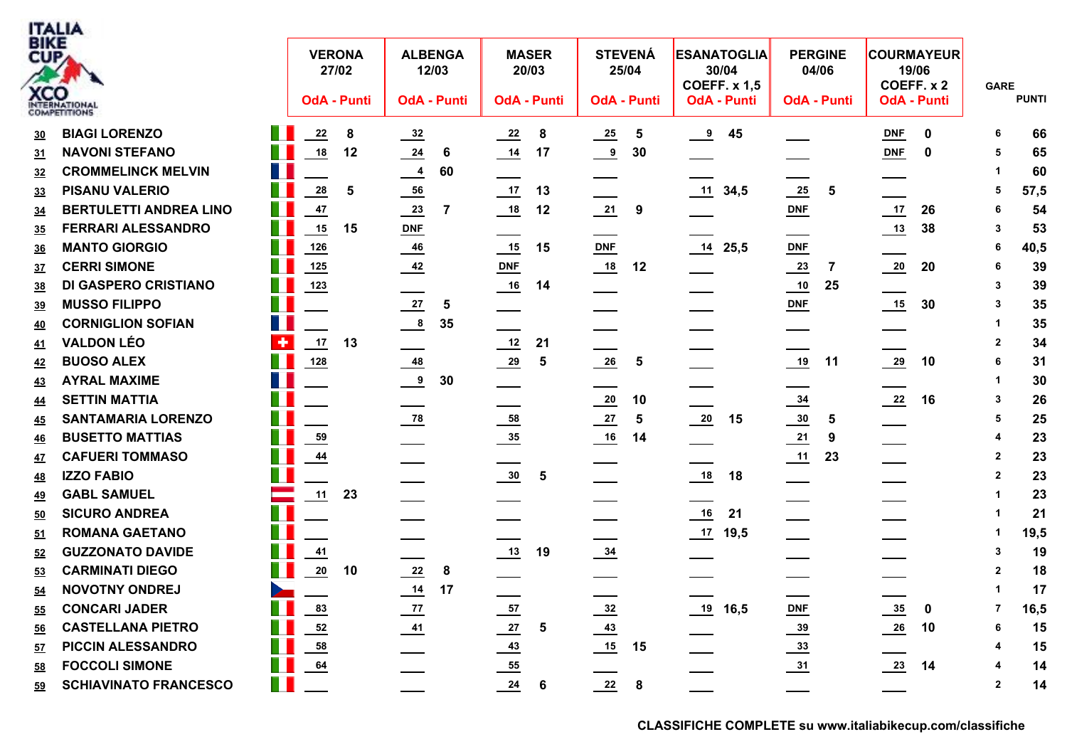ITALIA BIKE CUP XCO INTERNATIONAL COMPETITIONS

| Pos | Nome | VERONA 27/02 OdA | Punti | ALBENGA 12/03 OdA | Punti | MASER 20/03 OdA | Punti | STEVENÁ 25/04 OdA | Punti | ESANATOGLIA 30/04 COEFF. x 1,5 OdA | Punti | PERGINE 04/06 OdA | Punti | COURMAYEUR 19/06 COEFF. x 2 OdA | Punti | GARE | PUNTI |
|---|---|---|---|---|---|---|---|---|---|---|---|---|---|---|---|---|---|
| 30 | BIAGI LORENZO | 22 | 8 | 32 | | 22 | 8 | 25 | 5 | 9 | 45 | | | DNF | 0 | 6 | 66 |
| 31 | NAVONI STEFANO | 18 | 12 | 24 | 6 | 14 | 17 | 9 | 30 | | | | | DNF | 0 | 5 | 65 |
| 32 | CROMMELINCK MELVIN | | | 4 | 60 | | | | | | | | | | | 1 | 60 |
| 33 | PISANU VALERIO | 28 | 5 | 56 | | 17 | 13 | | | 11 | 34,5 | 25 | 5 | | | 5 | 57,5 |
| 34 | BERTULETTI ANDREA LINO | 47 | | 23 | 7 | 18 | 12 | 21 | 9 | | | DNF | | 17 | 26 | 6 | 54 |
| 35 | FERRARI ALESSANDRO | 15 | 15 | DNF | | | | | | | | | | 13 | 38 | 3 | 53 |
| 36 | MANTO GIORGIO | 126 | | 46 | | 15 | 15 | DNF | | 14 | 25,5 | DNF | | | | 6 | 40,5 |
| 37 | CERRI SIMONE | 125 | | 42 | | DNF | | 18 | 12 | | | 23 | 7 | 20 | 20 | 6 | 39 |
| 38 | DI GASPERO CRISTIANO | 123 | | | | 16 | 14 | | | | | 10 | 25 | | | 3 | 39 |
| 39 | MUSSO FILIPPO | | | 27 | 5 | | | | | | | DNF | | 15 | 30 | 3 | 35 |
| 40 | CORNIGLION SOFIAN | | | 8 | 35 | | | | | | | | | | | 1 | 35 |
| 41 | VALDON LÉO | 17 | 13 | | | 12 | 21 | | | | | | | | | 2 | 34 |
| 42 | BUOSO ALEX | 128 | | 48 | | 29 | 5 | 26 | 5 | | | 19 | 11 | 29 | 10 | 6 | 31 |
| 43 | AYRAL MAXIME | | | 9 | 30 | | | | | | | | | | | 1 | 30 |
| 44 | SETTIN MATTIA | | | | | | | 20 | 10 | | | 34 | | 22 | 16 | 3 | 26 |
| 45 | SANTAMARIA LORENZO | | | 78 | | 58 | | 27 | 5 | 20 | 15 | 30 | 5 | | | 5 | 25 |
| 46 | BUSETTO MATTIAS | 59 | | | | 35 | | 16 | 14 | | | 21 | 9 | | | 4 | 23 |
| 47 | CAFUERI TOMMASO | 44 | | | | | | | | | | 11 | 23 | | | 2 | 23 |
| 48 | IZZO FABIO | | | | | 30 | 5 | | | 18 | 18 | | | | | 2 | 23 |
| 49 | GABL SAMUEL | 11 | 23 | | | | | | | | | | | | | 1 | 23 |
| 50 | SICURO ANDREA | | | | | | | | | 16 | 21 | | | | | 1 | 21 |
| 51 | ROMANA GAETANO | | | | | | | | | 17 | 19,5 | | | | | 1 | 19,5 |
| 52 | GUZZONATO DAVIDE | 41 | | | | 13 | 19 | 34 | | | | | | | | 3 | 19 |
| 53 | CARMINATI DIEGO | 20 | 10 | 22 | 8 | | | | | | | | | | | 2 | 18 |
| 54 | NOVOTNY ONDREJ | | | 14 | 17 | | | | | | | | | | | 1 | 17 |
| 55 | CONCARI JADER | 83 | | 77 | | 57 | | 32 | | 19 | 16,5 | DNF | | 35 | 0 | 7 | 16,5 |
| 56 | CASTELLANA PIETRO | 52 | | 41 | | 27 | 5 | 43 | | | | 39 | | 26 | 10 | 6 | 15 |
| 57 | PICCIN ALESSANDRO | 58 | | | | 43 | | 15 | 15 | | | 33 | | | | 4 | 15 |
| 58 | FOCCOLI SIMONE | 64 | | | | 55 | | | | | | 31 | | 23 | 14 | 4 | 14 |
| 59 | SCHIAVINATO FRANCESCO | | | | | 24 | 6 | 22 | 8 | | | | | | | 2 | 14 |

**CLASSIFICHE COMPLETE su www.italiabikecup.com/classifiche**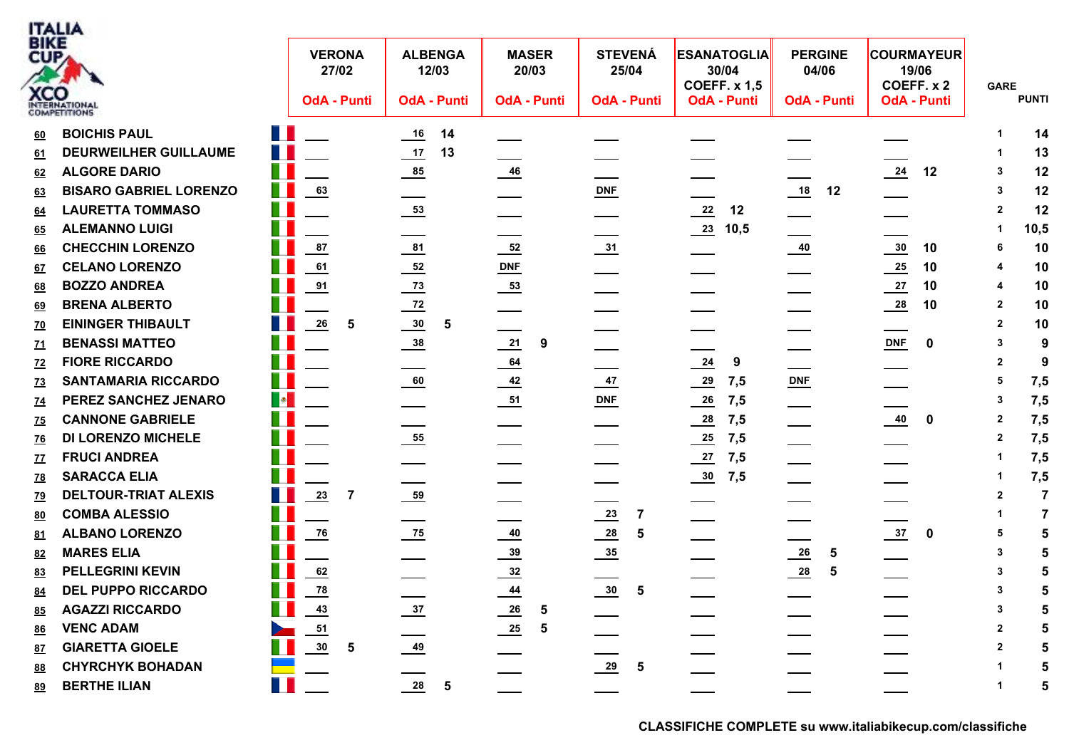| | | | VERONA 27/02 | | ALBENGA 12/03 | | MASER 20/03 | | STEVENÁ 25/04 | | ESANATOGLIA 30/04 COEFF. x 1,5 | | PERGINE 04/06 | | COURMAYEUR 19/06 COEFF. x 2 | | GARE | PUNTI |
|---|---|---|---|---|---|---|---|---|---|---|---|---|---|---|---|---|---|---|
| | | | OdA | Punti | OdA | Punti | OdA | Punti | OdA | Punti | OdA | Punti | OdA | Punti | OdA | Punti | | |
| 60 | BOICHIS PAUL | FRA | | | 16 | 14 | | | | | | | | | | | 1 | 14 |
| 61 | DEURWEILHER GUILLAUME | FRA | | | 17 | 13 | | | | | | | | | | | 1 | 13 |
| 62 | ALGORE DARIO | ITA | | | 85 | | 46 | | | | | | | | 24 | 12 | 3 | 12 |
| 63 | BISARO GABRIEL LORENZO | ITA | 63 | | | | | | DNF | | | | 18 | 12 | | | 3 | 12 |
| 64 | LAURETTA TOMMASO | ITA | | | 53 | | | | | | 22 | 12 | | | | | 2 | 12 |
| 65 | ALEMANNO LUIGI | ITA | | | | | | | | | 23 | 10,5 | | | | | 1 | 10,5 |
| 66 | CHECCHIN LORENZO | ITA | 87 | | 81 | | 52 | | 31 | | | | 40 | | 30 | 10 | 6 | 10 |
| 67 | CELANO LORENZO | ITA | 61 | | 52 | | DNF | | | | | | | | 25 | 10 | 4 | 10 |
| 68 | BOZZO ANDREA | ITA | 91 | | 73 | | 53 | | | | | | | | 27 | 10 | 4 | 10 |
| 69 | BRENA ALBERTO | ITA | | | 72 | | | | | | | | | | 28 | 10 | 2 | 10 |
| 70 | EININGER THIBAULT | FRA | 26 | 5 | 30 | 5 | | | | | | | | | | | 2 | 10 |
| 71 | BENASSI MATTEO | ITA | | | 38 | | 21 | 9 | | | | | | | DNF | 0 | 3 | 9 |
| 72 | FIORE RICCARDO | ITA | | | | | 64 | | | | 24 | 9 | | | | | 2 | 9 |
| 73 | SANTAMARIA RICCARDO | ITA | | | 60 | | 42 | | 47 | | 29 | 7,5 | DNF | | | | 5 | 7,5 |
| 74 | PEREZ SANCHEZ JENARO | MEX | | | | | 51 | | DNF | | 26 | 7,5 | | | | | 3 | 7,5 |
| 75 | CANNONE GABRIELE | ITA | | | | | | | | | 28 | 7,5 | | | 40 | 0 | 2 | 7,5 |
| 76 | DI LORENZO MICHELE | ITA | | | 55 | | | | | | 25 | 7,5 | | | | | 2 | 7,5 |
| 77 | FRUCI ANDREA | ITA | | | | | | | | | 27 | 7,5 | | | | | 1 | 7,5 |
| 78 | SARACCA ELIA | ITA | | | | | | | | | 30 | 7,5 | | | | | 1 | 7,5 |
| 79 | DELTOUR-TRIAT ALEXIS | FRA | 23 | 7 | 59 | | | | | | | | | | | | 2 | 7 |
| 80 | COMBA ALESSIO | ITA | | | | | | | 23 | 7 | | | | | | | 1 | 7 |
| 81 | ALBANO LORENZO | ITA | 76 | | 75 | | 40 | | 28 | 5 | | | | | 37 | 0 | 5 | 5 |
| 82 | MARES ELIA | ITA | | | | | 39 | | 35 | | | | 26 | 5 | | | 3 | 5 |
| 83 | PELLEGRINI KEVIN | ITA | 62 | | | | 32 | | | | | | 28 | 5 | | | 3 | 5 |
| 84 | DEL PUPPO RICCARDO | ITA | 78 | | | | 44 | | 30 | 5 | | | | | | | 3 | 5 |
| 85 | AGAZZI RICCARDO | ITA | 43 | | 37 | | 26 | 5 | | | | | | | | | 3 | 5 |
| 86 | VENC ADAM | CZE | 51 | | | | 25 | 5 | | | | | | | | | 2 | 5 |
| 87 | GIARETTA GIOELE | ITA | 30 | 5 | 49 | | | | | | | | | | | | 2 | 5 |
| 88 | CHYRCHYK BOHADAN | UKR | | | | | | | 29 | 5 | | | | | | | 1 | 5 |
| 89 | BERTHE ILIAN | FRA | | | 28 | 5 | | | | | | | | | | | 1 | 5 |

CLASSIFICHE COMPLETE su www.italiabikecup.com/classifiche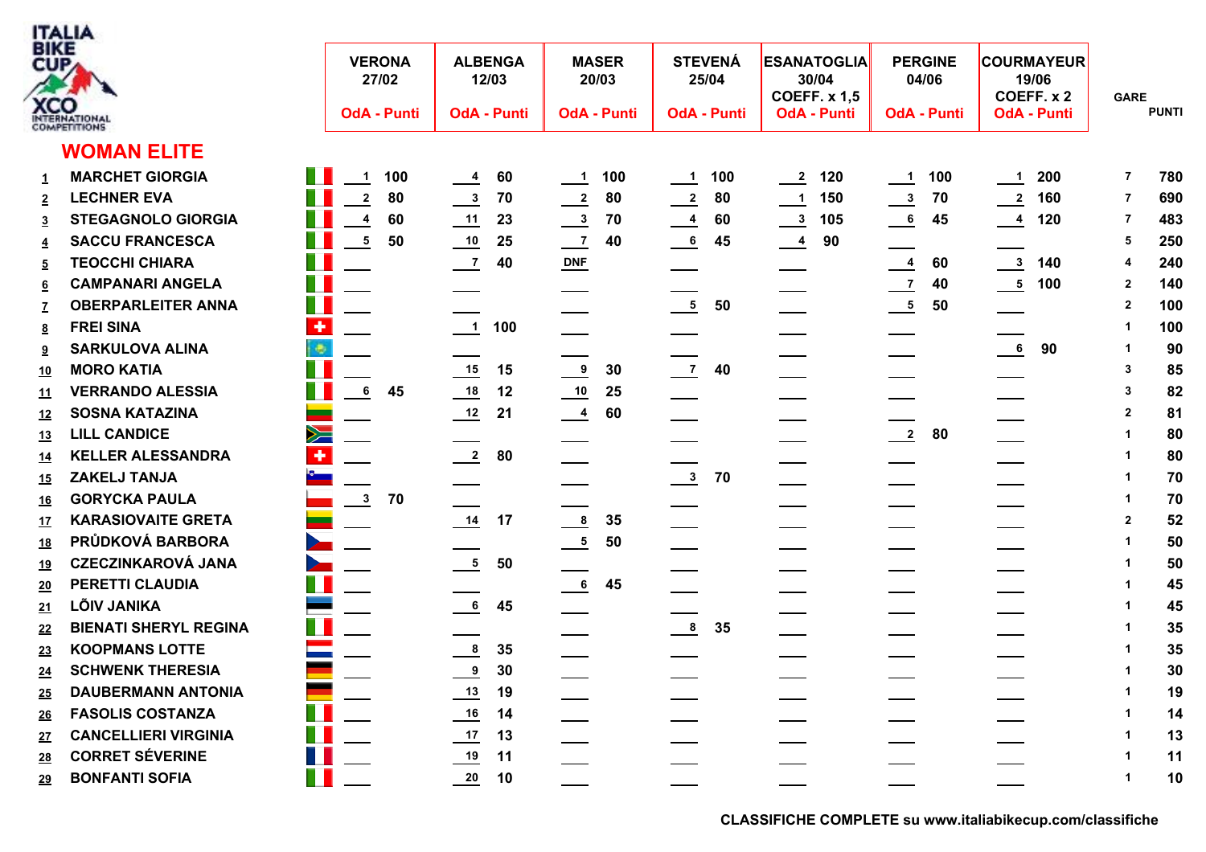ITALIA BIKE CUP XCO INTERNATIONAL COMPETITIONS

## WOMAN ELITE

| | | VERONA 27/02 | | ALBENGA 12/03 | | MASER 20/03 | | STEVENÁ 25/04 | | ESANATOGLIA 30/04 COEFF. x 1,5 | | PERGINE 04/06 | | COURMAYEUR 19/06 COEFF. x 2 | | GARE | PUNTI |
|---|---|---|---|---|---|---|---|---|---|---|---|---|---|---|---|---|---|
| | | OdA | Punti | OdA | Punti | OdA | Punti | OdA | Punti | OdA | Punti | OdA | Punti | OdA | Punti | | |
| 1 | MARCHET GIORGIA | 1 | 100 | 4 | 60 | 1 | 100 | 1 | 100 | 2 | 120 | 1 | 100 | 1 | 200 | 7 | 780 |
| 2 | LECHNER EVA | 2 | 80 | 3 | 70 | 2 | 80 | 2 | 80 | 1 | 150 | 3 | 70 | 2 | 160 | 7 | 690 |
| 3 | STEGAGNOLO GIORGIA | 4 | 60 | 11 | 23 | 3 | 70 | 4 | 60 | 3 | 105 | 6 | 45 | 4 | 120 | 7 | 483 |
| 4 | SACCU FRANCESCA | 5 | 50 | 10 | 25 | 7 | 40 | 6 | 45 | 4 | 90 | | | | | 5 | 250 |
| 5 | TEOCCHI CHIARA | | | 7 | 40 | DNF | | | | | | 4 | 60 | 3 | 140 | 4 | 240 |
| 6 | CAMPANARI ANGELA | | | | | | | | | | | 7 | 40 | 5 | 100 | 2 | 140 |
| 7 | OBERPARLEITER ANNA | | | | | | | 5 | 50 | | | 5 | 50 | | | 2 | 100 |
| 8 | FREI SINA | | | 1 | 100 | | | | | | | | | | | 1 | 100 |
| 9 | SARKULOVA ALINA | | | | | | | | | | | | | 6 | 90 | 1 | 90 |
| 10 | MORO KATIA | | | 15 | 15 | 9 | 30 | 7 | 40 | | | | | | | 3 | 85 |
| 11 | VERRANDO ALESSIA | 6 | 45 | 18 | 12 | 10 | 25 | | | | | | | | | 3 | 82 |
| 12 | SOSNA KATAZINA | | | 12 | 21 | 4 | 60 | | | | | | | | | 2 | 81 |
| 13 | LILL CANDICE | | | | | | | | | | | 2 | 80 | | | 1 | 80 |
| 14 | KELLER ALESSANDRA | | | 2 | 80 | | | | | | | | | | | 1 | 80 |
| 15 | ZAKELJ TANJA | | | | | | | 3 | 70 | | | | | | | 1 | 70 |
| 16 | GORYCKA PAULA | 3 | 70 | | | | | | | | | | | | | 1 | 70 |
| 17 | KARASIOVAITE GRETA | | | 14 | 17 | 8 | 35 | | | | | | | | | 2 | 52 |
| 18 | PRŮDKOVÁ BARBORA | | | | | 5 | 50 | | | | | | | | | 1 | 50 |
| 19 | CZECZINKAROVÁ JANA | | | 5 | 50 | | | | | | | | | | | 1 | 50 |
| 20 | PERETTI CLAUDIA | | | | | 6 | 45 | | | | | | | | | 1 | 45 |
| 21 | LÕIV JANIKA | | | 6 | 45 | | | | | | | | | | | 1 | 45 |
| 22 | BIENATI SHERYL REGINA | | | | | | | 8 | 35 | | | | | | | 1 | 35 |
| 23 | KOOPMANS LOTTE | | | 8 | 35 | | | | | | | | | | | 1 | 35 |
| 24 | SCHWENK THERESIA | | | 9 | 30 | | | | | | | | | | | 1 | 30 |
| 25 | DAUBERMANN ANTONIA | | | 13 | 19 | | | | | | | | | | | 1 | 19 |
| 26 | FASOLIS COSTANZA | | | 16 | 14 | | | | | | | | | | | 1 | 14 |
| 27 | CANCELLIERI VIRGINIA | | | 17 | 13 | | | | | | | | | | | 1 | 13 |
| 28 | CORRET SÉVERINE | | | 19 | 11 | | | | | | | | | | | 1 | 11 |
| 29 | BONFANTI SOFIA | | | 20 | 10 | | | | | | | | | | | 1 | 10 |

**CLASSIFICHE COMPLETE su www.italiabikecup.com/classifiche**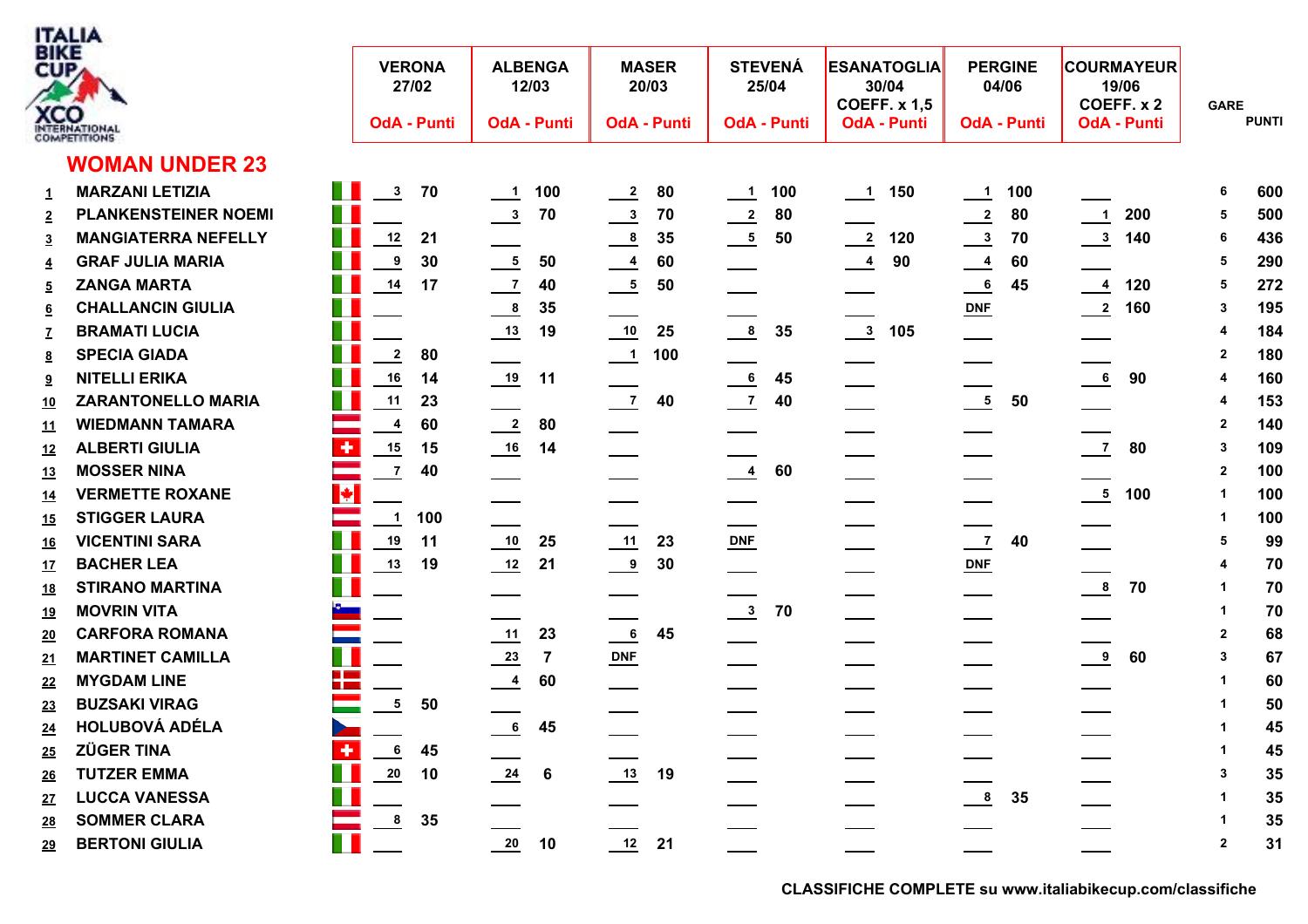ITALIA BIKE CUP XCO INTERNATIONAL COMPETITIONS

## WOMAN UNDER 23

| # | Nome | VERONA 27/02 OdA | Punti | ALBENGA 12/03 OdA | Punti | MASER 20/03 OdA | Punti | STEVENÁ 25/04 OdA | Punti | ESANATOGLIA 30/04 COEFF. x 1,5 OdA | Punti | PERGINE 04/06 OdA | Punti | COURMAYEUR 19/06 COEFF. x 2 OdA | Punti | GARE | PUNTI |
|---|---|---|---|---|---|---|---|---|---|---|---|---|---|---|---|---|---|
| 1 | MARZANI LETIZIA | 3 | 70 | 1 | 100 | 2 | 80 | 1 | 100 | 1 | 150 | 1 | 100 | | | 6 | 600 |
| 2 | PLANKENSTEINER NOEMI | | | 3 | 70 | 3 | 70 | 2 | 80 | | | 2 | 80 | 1 | 200 | 5 | 500 |
| 3 | MANGIATERRA NEFELLY | 12 | 21 | | | 8 | 35 | 5 | 50 | 2 | 120 | 3 | 70 | 3 | 140 | 6 | 436 |
| 4 | GRAF JULIA MARIA | 9 | 30 | 5 | 50 | 4 | 60 | | | 4 | 90 | 4 | 60 | | | 5 | 290 |
| 5 | ZANGA MARTA | 14 | 17 | 7 | 40 | 5 | 50 | | | | | 6 | 45 | 4 | 120 | 5 | 272 |
| 6 | CHALLANCIN GIULIA | | | 8 | 35 | | | | | | | DNF | | 2 | 160 | 3 | 195 |
| 7 | BRAMATI LUCIA | | | 13 | 19 | 10 | 25 | 8 | 35 | 3 | 105 | | | | | 4 | 184 |
| 8 | SPECIA GIADA | 2 | 80 | | | 1 | 100 | | | | | | | | | 2 | 180 |
| 9 | NITELLI ERIKA | 16 | 14 | 19 | 11 | | | 6 | 45 | | | | | 6 | 90 | 4 | 160 |
| 10 | ZARANTONELLO MARIA | 11 | 23 | | | 7 | 40 | 7 | 40 | | | 5 | 50 | | | 4 | 153 |
| 11 | WIEDMANN TAMARA | 4 | 60 | 2 | 80 | | | | | | | | | | | 2 | 140 |
| 12 | ALBERTI GIULIA | 15 | 15 | 16 | 14 | | | | | | | | | 7 | 80 | 3 | 109 |
| 13 | MOSSER NINA | 7 | 40 | | | | | 4 | 60 | | | | | | | 2 | 100 |
| 14 | VERMETTE ROXANE | | | | | | | | | | | | | 5 | 100 | 1 | 100 |
| 15 | STIGGER LAURA | 1 | 100 | | | | | | | | | | | | | 1 | 100 |
| 16 | VICENTINI SARA | 19 | 11 | 10 | 25 | 11 | 23 | DNF | | | | 7 | 40 | | | 5 | 99 |
| 17 | BACHER LEA | 13 | 19 | 12 | 21 | 9 | 30 | | | | | DNF | | | | 4 | 70 |
| 18 | STIRANO MARTINA | | | | | | | | | | | | | 8 | 70 | 1 | 70 |
| 19 | MOVRIN VITA | | | | | | | 3 | 70 | | | | | | | 1 | 70 |
| 20 | CARFORA ROMANA | | | 11 | 23 | 6 | 45 | | | | | | | | | 2 | 68 |
| 21 | MARTINET CAMILLA | | | 23 | 7 | DNF | | | | | | | | 9 | 60 | 3 | 67 |
| 22 | MYGDAM LINE | | | 4 | 60 | | | | | | | | | | | 1 | 60 |
| 23 | BUZSAKI VIRAG | 5 | 50 | | | | | | | | | | | | | 1 | 50 |
| 24 | HOLUBOVÁ ADÉLA | | | 6 | 45 | | | | | | | | | | | 1 | 45 |
| 25 | ZÜGER TINA | 6 | 45 | | | | | | | | | | | | | 1 | 45 |
| 26 | TUTZER EMMA | 20 | 10 | 24 | 6 | 13 | 19 | | | | | | | | | 3 | 35 |
| 27 | LUCCA VANESSA | | | | | | | | | | | 8 | 35 | | | 1 | 35 |
| 28 | SOMMER CLARA | 8 | 35 | | | | | | | | | | | | | 1 | 35 |
| 29 | BERTONI GIULIA | | | 20 | 10 | 12 | 21 | | | | | | | | | 2 | 31 |

CLASSIFICHE COMPLETE su www.italiabikecup.com/classifiche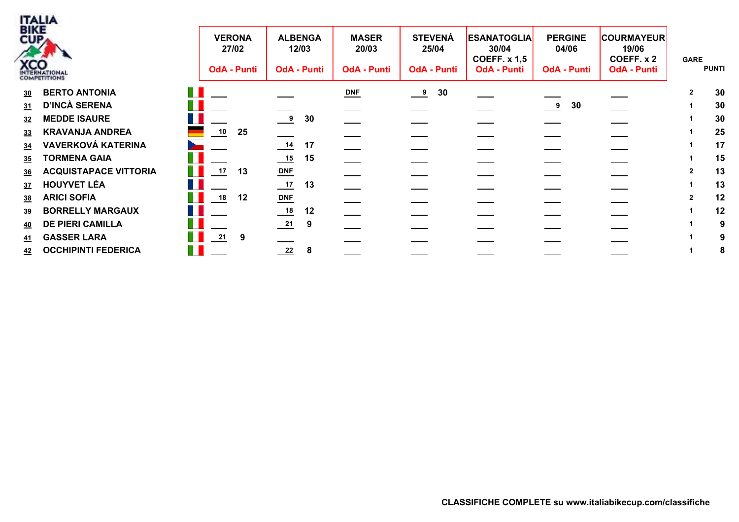ITALIA BIKE CUP XCO INTERNATIONAL COMPETITIONS

| Pos. | Nome | Naz. | VERONA 27/02 OdA - Punti | | ALBENGA 12/03 OdA - Punti | | MASER 20/03 OdA - Punti | | STEVENÁ 25/04 OdA - Punti | | ESANATOGLIA 30/04 COEFF. x 1,5 OdA - Punti | | PERGINE 04/06 OdA - Punti | | COURMAYEUR 19/06 COEFF. x 2 OdA - Punti | | GARE | PUNTI |
|---|---|---|---|---|---|---|---|---|---|---|---|---|---|---|---|---|---|---|
| 30 | BERTO ANTONIA | ITA | | | | | DNF | | 9 | 30 | | | | | | | 2 | 30 |
| 31 | D'INCÀ SERENA | ITA | | | | | | | | | | | 9 | 30 | | | 1 | 30 |
| 32 | MEDDE ISAURE | FRA | | | 9 | 30 | | | | | | | | | | | 1 | 30 |
| 33 | KRAVANJA ANDREA | GER | 10 | 25 | | | | | | | | | | | | | 1 | 25 |
| 34 | VAVERKOVÁ KATERINA | CZE | | | 14 | 17 | | | | | | | | | | | 1 | 17 |
| 35 | TORMENA GAIA | ITA | | | 15 | 15 | | | | | | | | | | | 1 | 15 |
| 36 | ACQUISTAPACE VITTORIA | ITA | 17 | 13 | DNF | | | | | | | | | | | | 2 | 13 |
| 37 | HOUYVET LÉA | FRA | | | 17 | 13 | | | | | | | | | | | 1 | 13 |
| 38 | ARICI SOFIA | ITA | 18 | 12 | DNF | | | | | | | | | | | | 2 | 12 |
| 39 | BORRELLY MARGAUX | FRA | | | 18 | 12 | | | | | | | | | | | 1 | 12 |
| 40 | DE PIERI CAMILLA | ITA | | | 21 | 9 | | | | | | | | | | | 1 | 9 |
| 41 | GASSER LARA | ITA | 21 | 9 | | | | | | | | | | | | | 1 | 9 |
| 42 | OCCHIPINTI FEDERICA | ITA | | | 22 | 8 | | | | | | | | | | | 1 | 8 |

**CLASSIFICHE COMPLETE su www.italiabikecup.com/classifiche**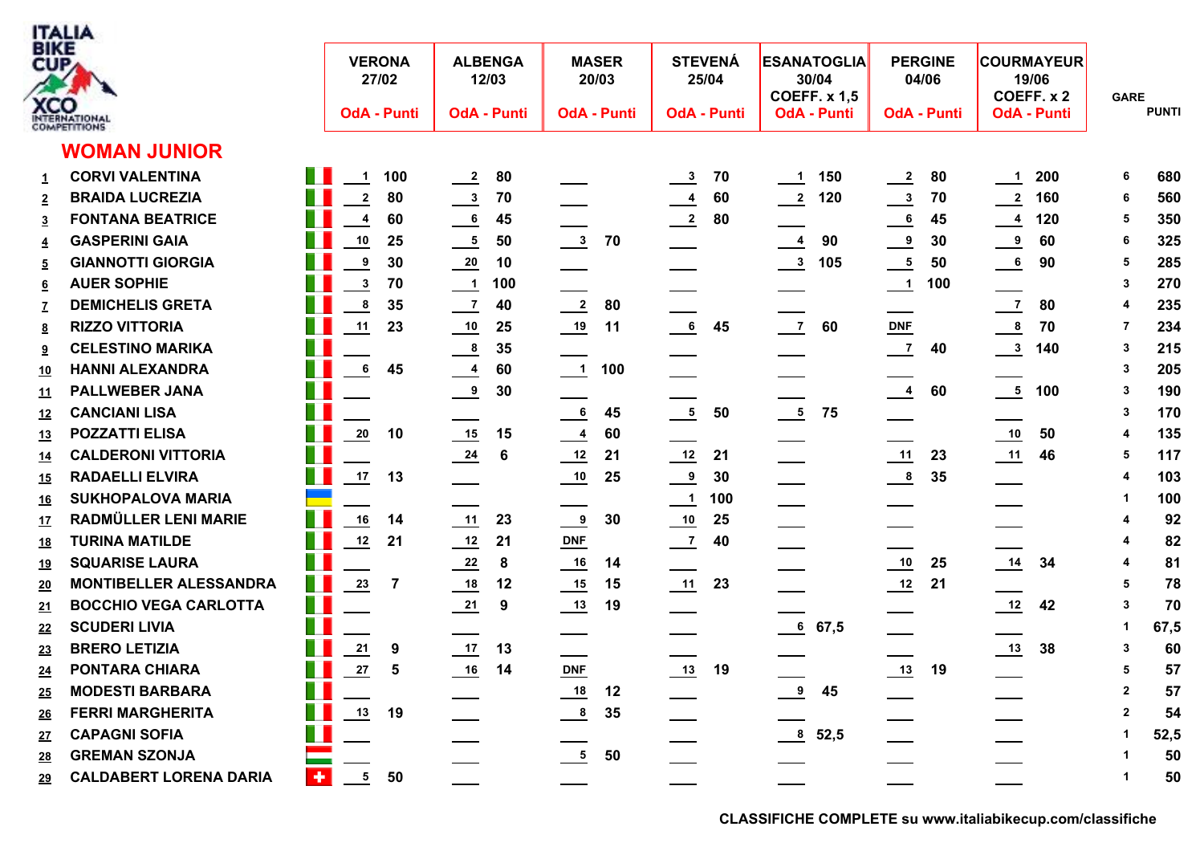ITALIA BIKE CUP XCO INTERNATIONAL COMPETITIONS

## WOMAN JUNIOR

| | | | VERONA 27/02 | | ALBENGA 12/03 | | MASER 20/03 | | STEVENÁ 25/04 | | ESANATOGLIA 30/04 COEFF. x 1,5 | | PERGINE 04/06 | | COURMAYEUR 19/06 COEFF. x 2 | | GARE | PUNTI |
|---|---|---|---|---|---|---|---|---|---|---|---|---|---|---|---|---|---|---|
| | | | OdA | Punti | OdA | Punti | OdA | Punti | OdA | Punti | OdA | Punti | OdA | Punti | OdA | Punti | | |
| 1 | CORVI VALENTINA | ITA | 1 | 100 | 2 | 80 | | | 3 | 70 | 1 | 150 | 2 | 80 | 1 | 200 | 6 | 680 |
| 2 | BRAIDA LUCREZIA | ITA | 2 | 80 | 3 | 70 | | | 4 | 60 | 2 | 120 | 3 | 70 | 2 | 160 | 6 | 560 |
| 3 | FONTANA BEATRICE | ITA | 4 | 60 | 6 | 45 | | | 2 | 80 | | | 6 | 45 | 4 | 120 | 5 | 350 |
| 4 | GASPERINI GAIA | ITA | 10 | 25 | 5 | 50 | 3 | 70 | | | 4 | 90 | 9 | 30 | 9 | 60 | 6 | 325 |
| 5 | GIANNOTTI GIORGIA | ITA | 9 | 30 | 20 | 10 | | | | | 3 | 105 | 5 | 50 | 6 | 90 | 5 | 285 |
| 6 | AUER SOPHIE | ITA | 3 | 70 | 1 | 100 | | | | | | | 1 | 100 | | | 3 | 270 |
| 7 | DEMICHELIS GRETA | ITA | 8 | 35 | 7 | 40 | 2 | 80 | | | | | | | 7 | 80 | 4 | 235 |
| 8 | RIZZO VITTORIA | ITA | 11 | 23 | 10 | 25 | 19 | 11 | 6 | 45 | 7 | 60 | DNF | | 8 | 70 | 7 | 234 |
| 9 | CELESTINO MARIKA | ITA | | | 8 | 35 | | | | | | | 7 | 40 | 3 | 140 | 3 | 215 |
| 10 | HANNI ALEXANDRA | ITA | 6 | 45 | 4 | 60 | 1 | 100 | | | | | | | | | 3 | 205 |
| 11 | PALLWEBER JANA | ITA | | | 9 | 30 | | | | | | | 4 | 60 | 5 | 100 | 3 | 190 |
| 12 | CANCIANI LISA | ITA | | | | | 6 | 45 | 5 | 50 | 5 | 75 | | | | | 3 | 170 |
| 13 | POZZATTI ELISA | ITA | 20 | 10 | 15 | 15 | 4 | 60 | | | | | | | 10 | 50 | 4 | 135 |
| 14 | CALDERONI VITTORIA | ITA | | | 24 | 6 | 12 | 21 | 12 | 21 | | | 11 | 23 | 11 | 46 | 5 | 117 |
| 15 | RADAELLI ELVIRA | ITA | 17 | 13 | | | 10 | 25 | 9 | 30 | | | 8 | 35 | | | 4 | 103 |
| 16 | SUKHOPALOVA MARIA | UKR | | | | | | | 1 | 100 | | | | | | | 1 | 100 |
| 17 | RADMÜLLER LENI MARIE | ITA | 16 | 14 | 11 | 23 | 9 | 30 | 10 | 25 | | | | | | | 4 | 92 |
| 18 | TURINA MATILDE | ITA | 12 | 21 | 12 | 21 | DNF | | 7 | 40 | | | | | | | 4 | 82 |
| 19 | SQUARISE LAURA | ITA | | | 22 | 8 | 16 | 14 | | | | | 10 | 25 | 14 | 34 | 4 | 81 |
| 20 | MONTIBELLER ALESSANDRA | ITA | 23 | 7 | 18 | 12 | 15 | 15 | 11 | 23 | | | 12 | 21 | | | 5 | 78 |
| 21 | BOCCHIO VEGA CARLOTTA | ITA | | | 21 | 9 | 13 | 19 | | | | | | | 12 | 42 | 3 | 70 |
| 22 | SCUDERI LIVIA | ITA | | | | | | | | | 6 | 67,5 | | | | | 1 | 67,5 |
| 23 | BRERO LETIZIA | ITA | 21 | 9 | 17 | 13 | | | | | | | | | 13 | 38 | 3 | 60 |
| 24 | PONTARA CHIARA | ITA | 27 | 5 | 16 | 14 | DNF | | 13 | 19 | | | 13 | 19 | | | 5 | 57 |
| 25 | MODESTI BARBARA | ITA | | | | | 18 | 12 | | | 9 | 45 | | | | | 2 | 57 |
| 26 | FERRI MARGHERITA | ITA | 13 | 19 | | | 8 | 35 | | | | | | | | | 2 | 54 |
| 27 | CAPAGNI SOFIA | ITA | | | | | | | | | 8 | 52,5 | | | | | 1 | 52,5 |
| 28 | GREMAN SZONJA | HUN | | | | | 5 | 50 | | | | | | | | | 1 | 50 |
| 29 | CALDABERT LORENA DARIA | SUI | 5 | 50 | | | | | | | | | | | | | 1 | 50 |

**CLASSIFICHE COMPLETE su www.italiabikecup.com/classifiche**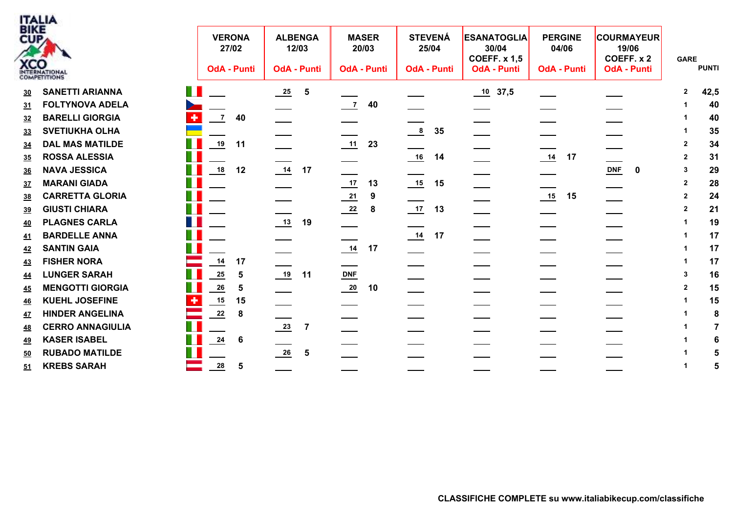ITALIA BIKE CUP XCO INTERNATIONAL COMPETITIONS

| | | | VERONA 27/02 | | ALBENGA 12/03 | | MASER 20/03 | | STEVENÁ 25/04 | | ESANATOGLIA 30/04 COEFF. x 1,5 | | PERGINE 04/06 | | COURMAYEUR 19/06 COEFF. x 2 | | GARE | PUNTI |
|---|---|---|---|---|---|---|---|---|---|---|---|---|---|---|---|---|---|---|
| | | | OdA | Punti | OdA | Punti | OdA | Punti | OdA | Punti | OdA | Punti | OdA | Punti | OdA | Punti | | |
| 30 | SANETTI ARIANNA | ITA | | | 25 | 5 | | | | | 10 | 37,5 | | | | | 2 | 42,5 |
| 31 | FOLTYNOVA ADELA | CZE | | | | | 7 | 40 | | | | | | | | | 1 | 40 |
| 32 | BARELLI GIORGIA | SUI | 7 | 40 | | | | | | | | | | | | | 1 | 40 |
| 33 | SVETIUKHA OLHA | UKR | | | | | | | 8 | 35 | | | | | | | 1 | 35 |
| 34 | DAL MAS MATILDE | ITA | 19 | 11 | | | 11 | 23 | | | | | | | | | 2 | 34 |
| 35 | ROSSA ALESSIA | ITA | | | | | | | 16 | 14 | | | 14 | 17 | | | 2 | 31 |
| 36 | NAVA JESSICA | ITA | 18 | 12 | 14 | 17 | | | | | | | | | DNF | 0 | 3 | 29 |
| 37 | MARANI GIADA | ITA | | | | | 17 | 13 | 15 | 15 | | | | | | | 2 | 28 |
| 38 | CARRETTA GLORIA | ITA | | | | | 21 | 9 | | | | | 15 | 15 | | | 2 | 24 |
| 39 | GIUSTI CHIARA | ITA | | | | | 22 | 8 | 17 | 13 | | | | | | | 2 | 21 |
| 40 | PLAGNES CARLA | FRA | | | 13 | 19 | | | | | | | | | | | 1 | 19 |
| 41 | BARDELLE ANNA | ITA | | | | | | | 14 | 17 | | | | | | | 1 | 17 |
| 42 | SANTIN GAIA | ITA | | | | | 14 | 17 | | | | | | | | | 1 | 17 |
| 43 | FISHER NORA | AUT | 14 | 17 | | | | | | | | | | | | | 1 | 17 |
| 44 | LUNGER SARAH | ITA | 25 | 5 | 19 | 11 | DNF | | | | | | | | | | 3 | 16 |
| 45 | MENGOTTI GIORGIA | ITA | 26 | 5 | | | 20 | 10 | | | | | | | | | 2 | 15 |
| 46 | KUEHL JOSEFINE | SUI | 15 | 15 | | | | | | | | | | | | | 1 | 15 |
| 47 | HINDER ANGELINA | AUT | 22 | 8 | | | | | | | | | | | | | 1 | 8 |
| 48 | CERRO ANNAGIULIA | ITA | | | 23 | 7 | | | | | | | | | | | 1 | 7 |
| 49 | KASER ISABEL | ITA | 24 | 6 | | | | | | | | | | | | | 1 | 6 |
| 50 | RUBADO MATILDE | ITA | | | 26 | 5 | | | | | | | | | | | 1 | 5 |
| 51 | KREBS SARAH | AUT | 28 | 5 | | | | | | | | | | | | | 1 | 5 |

CLASSIFICHE COMPLETE su www.italiabikecup.com/classifiche